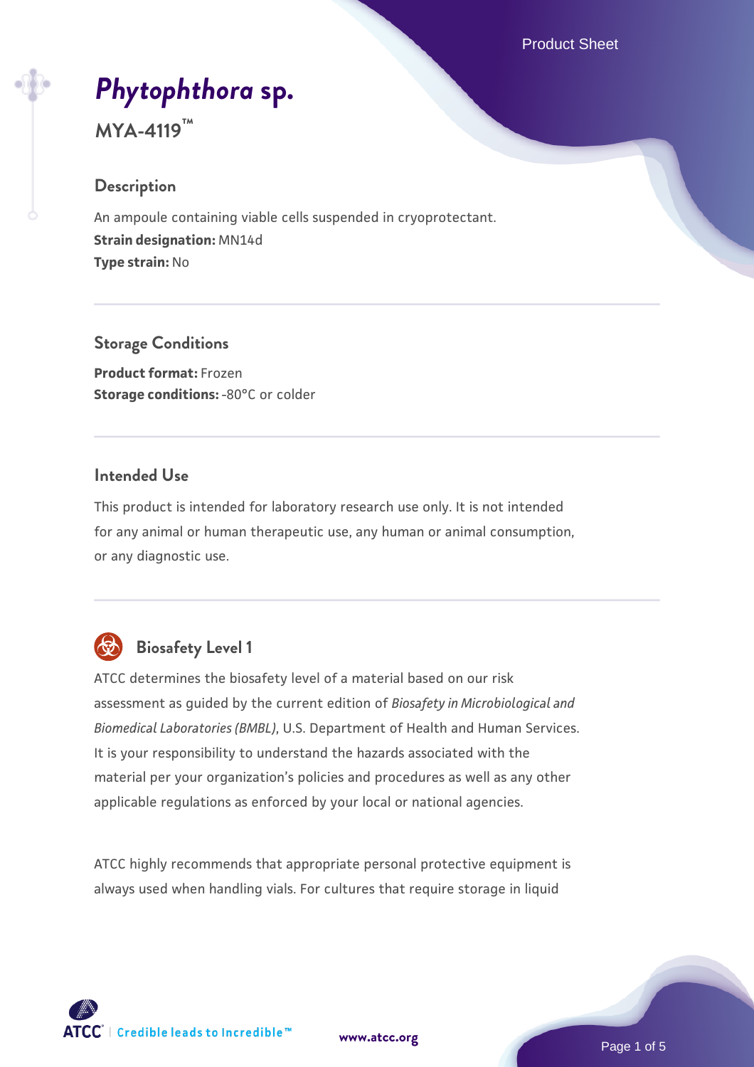# *Phytophthora* sp.

## MYA-4119™

### Description

An ampoule containing viable cells suspended in cryoprotectant.
**Strain designation:** MN14d
**Type strain:** No

### Storage Conditions

**Product format:** Frozen
**Storage conditions:** -80°C or colder

### Intended Use

This product is intended for laboratory research use only. It is not intended for any animal or human therapeutic use, any human or animal consumption, or any diagnostic use.

### Biosafety Level 1

ATCC determines the biosafety level of a material based on our risk assessment as guided by the current edition of *Biosafety in Microbiological and Biomedical Laboratories (BMBL)*, U.S. Department of Health and Human Services. It is your responsibility to understand the hazards associated with the material per your organization's policies and procedures as well as any other applicable regulations as enforced by your local or national agencies.

ATCC highly recommends that appropriate personal protective equipment is always used when handling vials. For cultures that require storage in liquid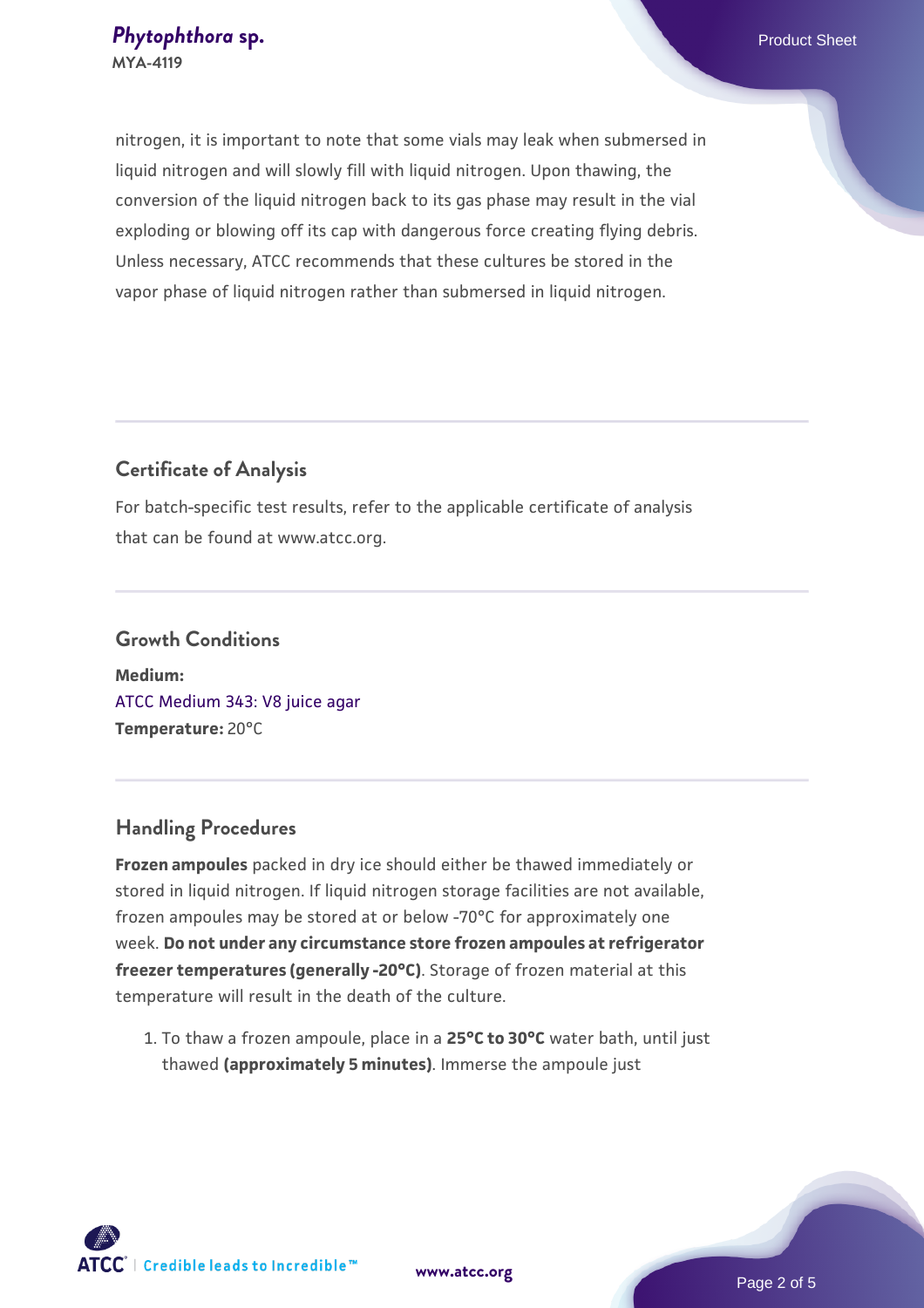nitrogen, it is important to note that some vials may leak when submersed in liquid nitrogen and will slowly fill with liquid nitrogen. Upon thawing, the conversion of the liquid nitrogen back to its gas phase may result in the vial exploding or blowing off its cap with dangerous force creating flying debris. Unless necessary, ATCC recommends that these cultures be stored in the vapor phase of liquid nitrogen rather than submersed in liquid nitrogen.

## Certificate of Analysis

For batch-specific test results, refer to the applicable certificate of analysis that can be found at www.atcc.org.

## Growth Conditions

**Medium:**
ATCC Medium 343: V8 juice agar
**Temperature:** 20°C

## Handling Procedures

**Frozen ampoules** packed in dry ice should either be thawed immediately or stored in liquid nitrogen. If liquid nitrogen storage facilities are not available, frozen ampoules may be stored at or below -70°C for approximately one week. **Do not under any circumstance store frozen ampoules at refrigerator freezer temperatures (generally -20°C)**. Storage of frozen material at this temperature will result in the death of the culture.

1. To thaw a frozen ampoule, place in a **25°C to 30°C** water bath, until just thawed **(approximately 5 minutes)**. Immerse the ampoule just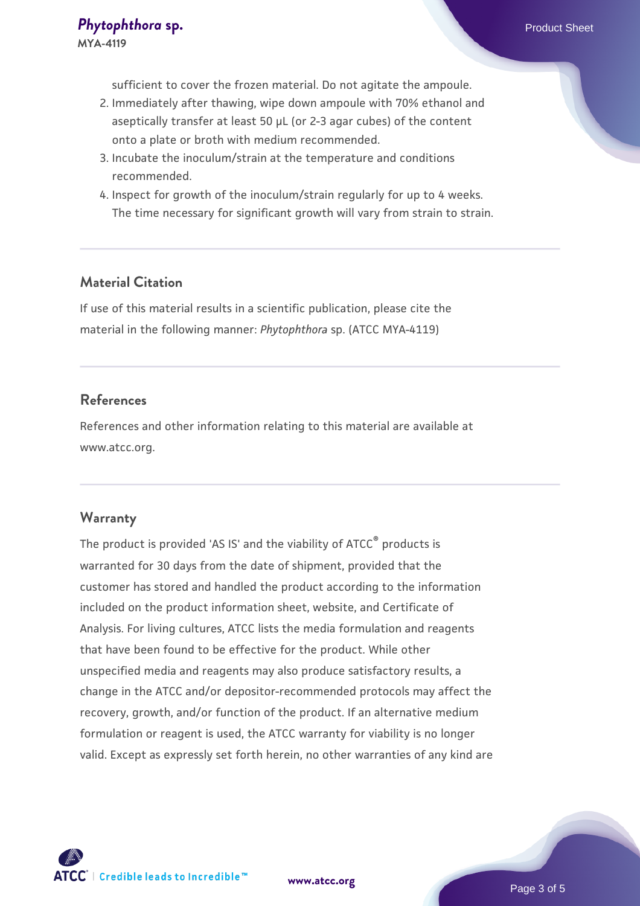sufficient to cover the frozen material. Do not agitate the ampoule.

2. Immediately after thawing, wipe down ampoule with 70% ethanol and aseptically transfer at least 50 µL (or 2-3 agar cubes) of the content onto a plate or broth with medium recommended.
3. Incubate the inoculum/strain at the temperature and conditions recommended.
4. Inspect for growth of the inoculum/strain regularly for up to 4 weeks. The time necessary for significant growth will vary from strain to strain.

## Material Citation

If use of this material results in a scientific publication, please cite the material in the following manner: *Phytophthora* sp. (ATCC MYA-4119)

## References

References and other information relating to this material are available at www.atcc.org.

## Warranty

The product is provided 'AS IS' and the viability of ATCC® products is warranted for 30 days from the date of shipment, provided that the customer has stored and handled the product according to the information included on the product information sheet, website, and Certificate of Analysis. For living cultures, ATCC lists the media formulation and reagents that have been found to be effective for the product. While other unspecified media and reagents may also produce satisfactory results, a change in the ATCC and/or depositor-recommended protocols may affect the recovery, growth, and/or function of the product. If an alternative medium formulation or reagent is used, the ATCC warranty for viability is no longer valid. Except as expressly set forth herein, no other warranties of any kind are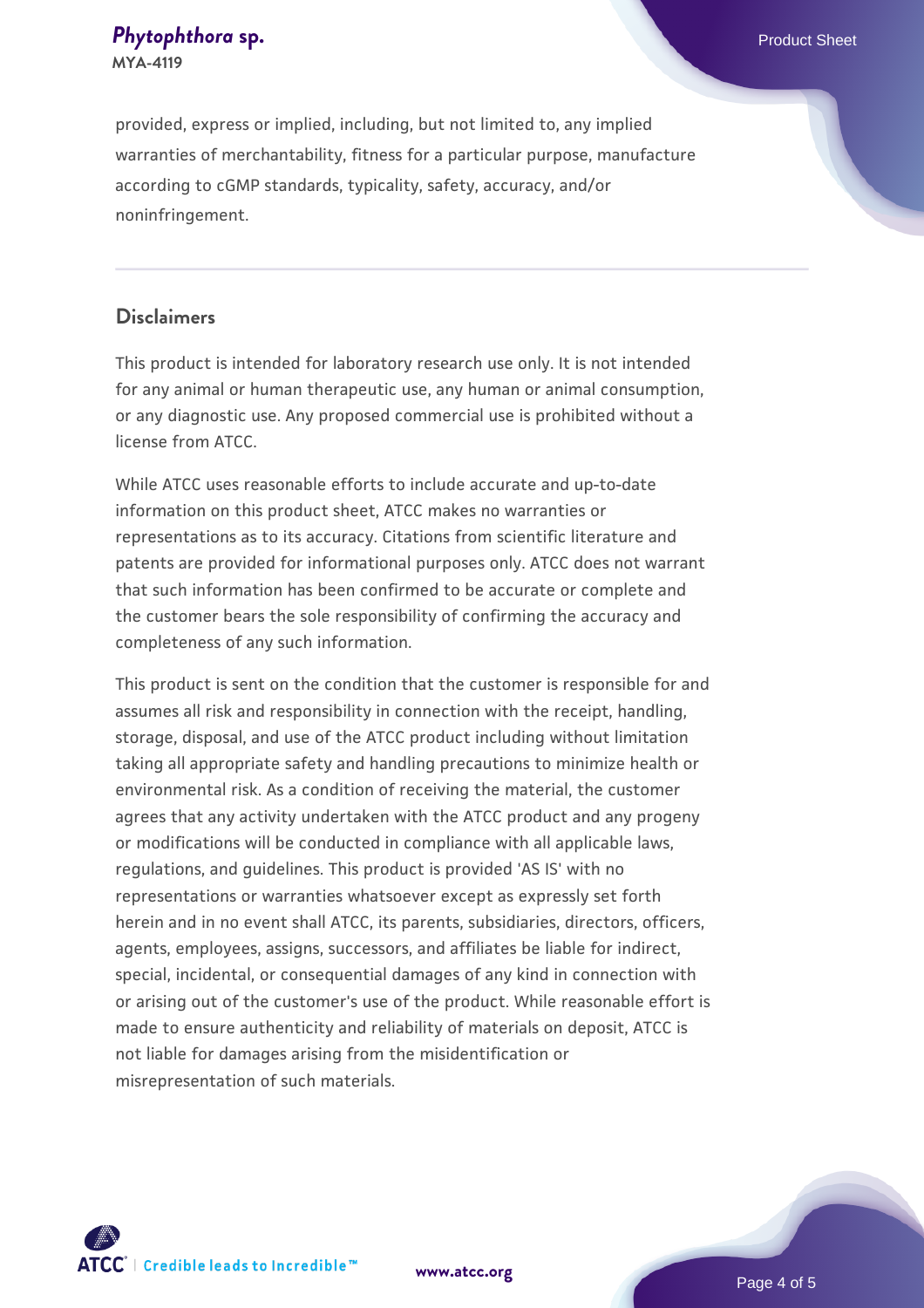provided, express or implied, including, but not limited to, any implied warranties of merchantability, fitness for a particular purpose, manufacture according to cGMP standards, typicality, safety, accuracy, and/or noninfringement.

## Disclaimers

This product is intended for laboratory research use only. It is not intended for any animal or human therapeutic use, any human or animal consumption, or any diagnostic use. Any proposed commercial use is prohibited without a license from ATCC.

While ATCC uses reasonable efforts to include accurate and up-to-date information on this product sheet, ATCC makes no warranties or representations as to its accuracy. Citations from scientific literature and patents are provided for informational purposes only. ATCC does not warrant that such information has been confirmed to be accurate or complete and the customer bears the sole responsibility of confirming the accuracy and completeness of any such information.

This product is sent on the condition that the customer is responsible for and assumes all risk and responsibility in connection with the receipt, handling, storage, disposal, and use of the ATCC product including without limitation taking all appropriate safety and handling precautions to minimize health or environmental risk. As a condition of receiving the material, the customer agrees that any activity undertaken with the ATCC product and any progeny or modifications will be conducted in compliance with all applicable laws, regulations, and guidelines. This product is provided 'AS IS' with no representations or warranties whatsoever except as expressly set forth herein and in no event shall ATCC, its parents, subsidiaries, directors, officers, agents, employees, assigns, successors, and affiliates be liable for indirect, special, incidental, or consequential damages of any kind in connection with or arising out of the customer's use of the product. While reasonable effort is made to ensure authenticity and reliability of materials on deposit, ATCC is not liable for damages arising from the misidentification or misrepresentation of such materials.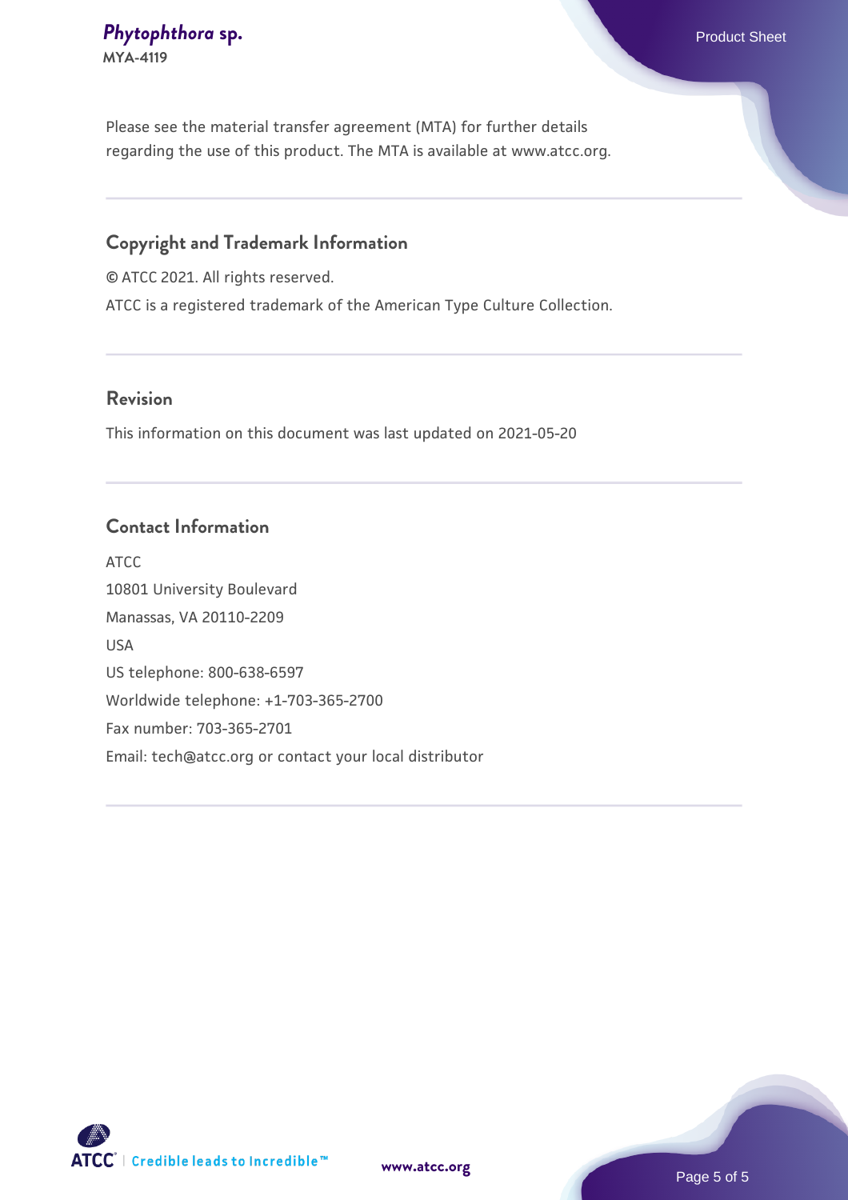Please see the material transfer agreement (MTA) for further details regarding the use of this product. The MTA is available at www.atcc.org.

## Copyright and Trademark Information

© ATCC 2021. All rights reserved.

ATCC is a registered trademark of the American Type Culture Collection.

## Revision

This information on this document was last updated on 2021-05-20

## Contact Information

ATCC
10801 University Boulevard
Manassas, VA 20110-2209
USA
US telephone: 800-638-6597
Worldwide telephone: +1-703-365-2700
Fax number: 703-365-2701
Email: tech@atcc.org or contact your local distributor